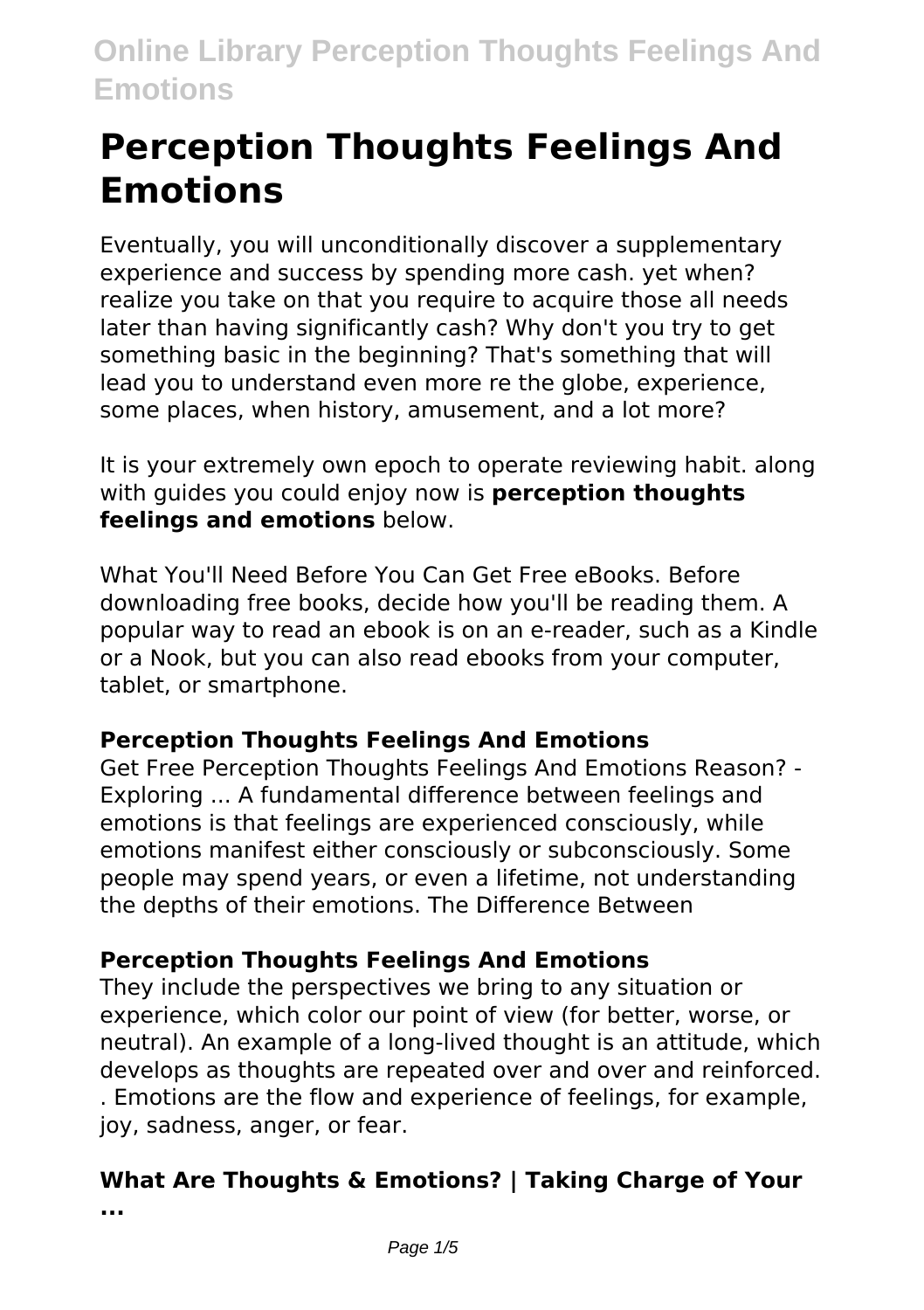# Perception Thoughts Feelings And Emotions

Eventually, you will unconditionally discover a supplementary experience and success by spending more cash. yet when? realize you take on that you require to acquire those all needs later than having significantly cash? Why don't you try to get something basic in the beginning? That's something that will lead you to understand even more re the globe, experience, some places, when history, amusement, and a lot more?

It is your extremely own epoch to operate reviewing habit. along with guides you could enjoy now is **perception thoughts feelings and emotions** below.

What You'll Need Before You Can Get Free eBooks. Before downloading free books, decide how you'll be reading them. A popular way to read an ebook is on an e-reader, such as a Kindle or a Nook, but you can also read ebooks from your computer, tablet, or smartphone.

### Perception Thoughts Feelings And Emotions

Get Free Perception Thoughts Feelings And Emotions Reason? - Exploring ... A fundamental difference between feelings and emotions is that feelings are experienced consciously, while emotions manifest either consciously or subconsciously. Some people may spend years, or even a lifetime, not understanding the depths of their emotions. The Difference Between

### Perception Thoughts Feelings And Emotions

They include the perspectives we bring to any situation or experience, which color our point of view (for better, worse, or neutral). An example of a long-lived thought is an attitude, which develops as thoughts are repeated over and over and reinforced. . Emotions are the flow and experience of feelings, for example, joy, sadness, anger, or fear.

### What Are Thoughts & Emotions? | Taking Charge of Your ...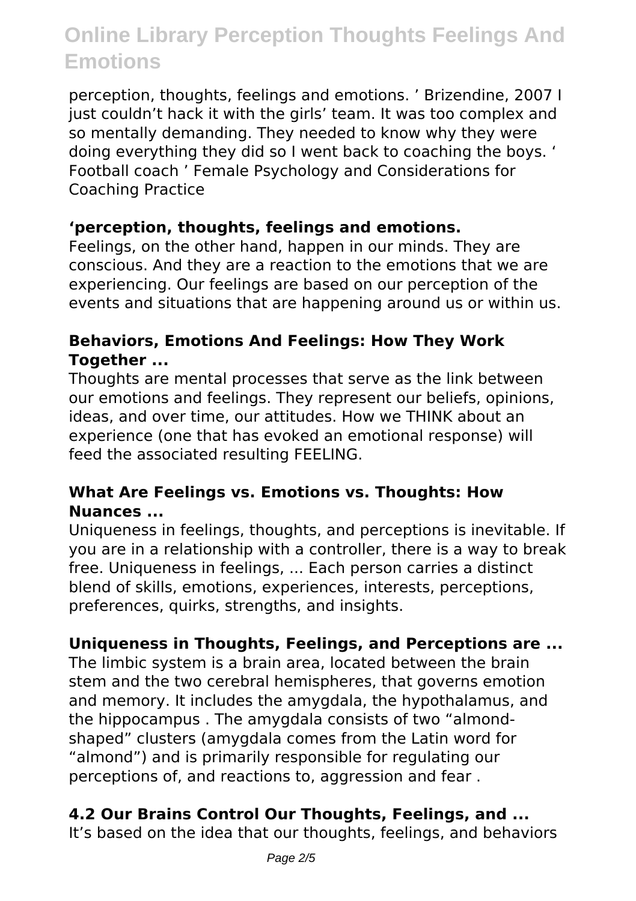perception, thoughts, feelings and emotions. ' Brizendine, 2007 I just couldn't hack it with the girls' team. It was too complex and so mentally demanding. They needed to know why they were doing everything they did so I went back to coaching the boys. ' Football coach ' Female Psychology and Considerations for Coaching Practice

### 'perception, thoughts, feelings and emotions.

Feelings, on the other hand, happen in our minds. They are conscious. And they are a reaction to the emotions that we are experiencing. Our feelings are based on our perception of the events and situations that are happening around us or within us.

### Behaviors, Emotions And Feelings: How They Work Together ...

Thoughts are mental processes that serve as the link between our emotions and feelings. They represent our beliefs, opinions, ideas, and over time, our attitudes. How we THINK about an experience (one that has evoked an emotional response) will feed the associated resulting FEELING.

### What Are Feelings vs. Emotions vs. Thoughts: How Nuances ...

Uniqueness in feelings, thoughts, and perceptions is inevitable. If you are in a relationship with a controller, there is a way to break free. Uniqueness in feelings, ... Each person carries a distinct blend of skills, emotions, experiences, interests, perceptions, preferences, quirks, strengths, and insights.

### Uniqueness in Thoughts, Feelings, and Perceptions are ...

The limbic system is a brain area, located between the brain stem and the two cerebral hemispheres, that governs emotion and memory. It includes the amygdala, the hypothalamus, and the hippocampus . The amygdala consists of two "almond-shaped" clusters (amygdala comes from the Latin word for "almond") and is primarily responsible for regulating our perceptions of, and reactions to, aggression and fear .

### 4.2 Our Brains Control Our Thoughts, Feelings, and ...

It's based on the idea that our thoughts, feelings, and behaviors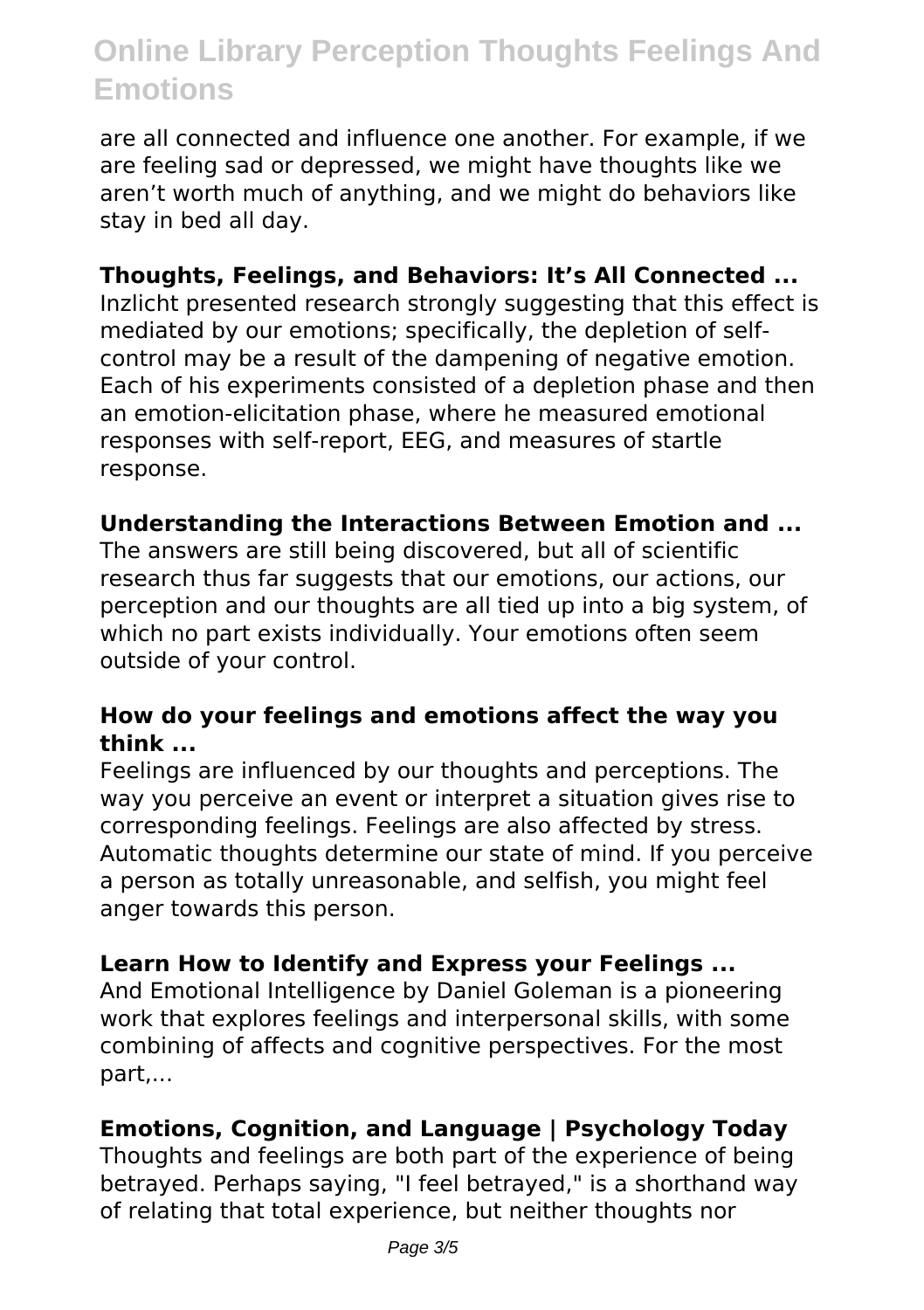are all connected and influence one another. For example, if we are feeling sad or depressed, we might have thoughts like we aren't worth much of anything, and we might do behaviors like stay in bed all day.

**Thoughts, Feelings, and Behaviors: It's All Connected ...**

Inzlicht presented research strongly suggesting that this effect is mediated by our emotions; specifically, the depletion of self-control may be a result of the dampening of negative emotion. Each of his experiments consisted of a depletion phase and then an emotion-elicitation phase, where he measured emotional responses with self-report, EEG, and measures of startle response.

**Understanding the Interactions Between Emotion and ...**

The answers are still being discovered, but all of scientific research thus far suggests that our emotions, our actions, our perception and our thoughts are all tied up into a big system, of which no part exists individually. Your emotions often seem outside of your control.

**How do your feelings and emotions affect the way you think ...**

Feelings are influenced by our thoughts and perceptions. The way you perceive an event or interpret a situation gives rise to corresponding feelings. Feelings are also affected by stress. Automatic thoughts determine our state of mind. If you perceive a person as totally unreasonable, and selfish, you might feel anger towards this person.

**Learn How to Identify and Express your Feelings ...**

And Emotional Intelligence by Daniel Goleman is a pioneering work that explores feelings and interpersonal skills, with some combining of affects and cognitive perspectives. For the most part,...

**Emotions, Cognition, and Language | Psychology Today**

Thoughts and feelings are both part of the experience of being betrayed. Perhaps saying, "I feel betrayed," is a shorthand way of relating that total experience, but neither thoughts nor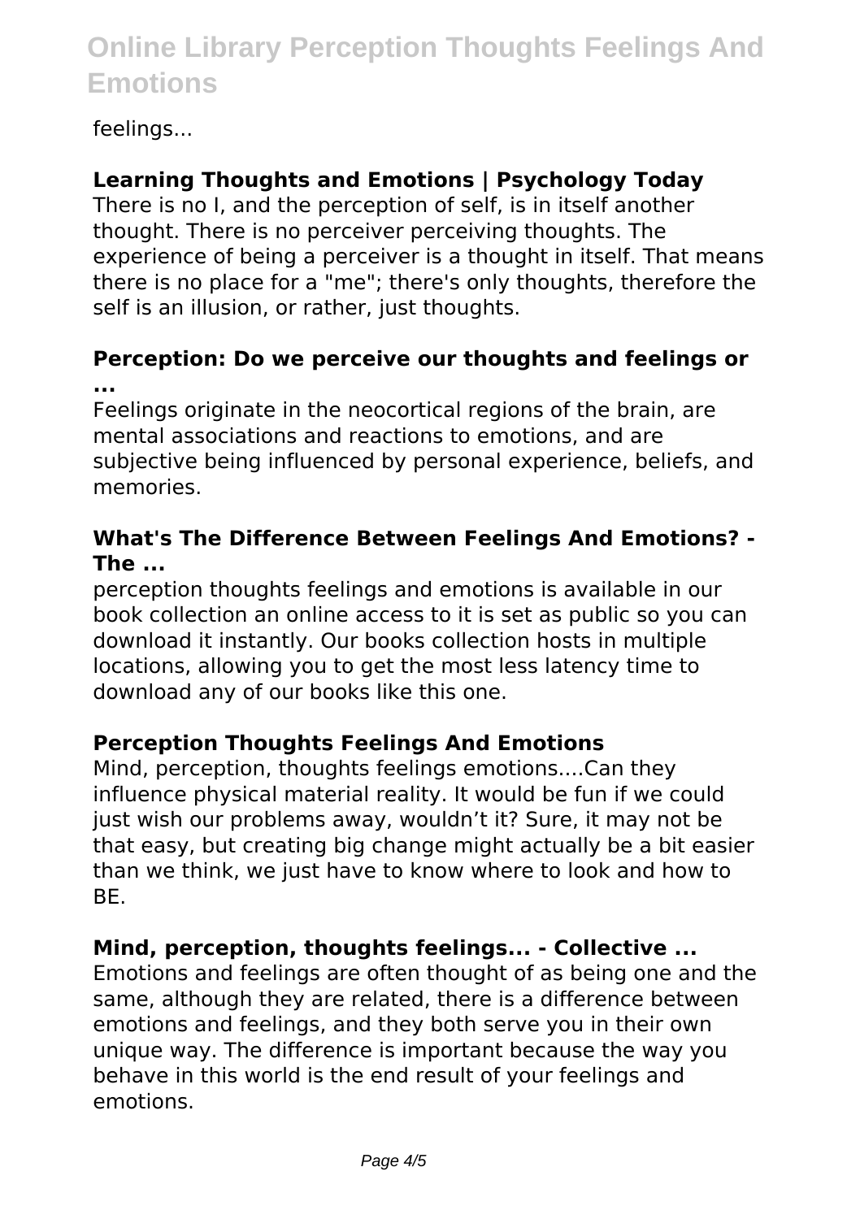feelings...

### Learning Thoughts and Emotions | Psychology Today

There is no I, and the perception of self, is in itself another thought. There is no perceiver perceiving thoughts. The experience of being a perceiver is a thought in itself. That means there is no place for a "me"; there's only thoughts, therefore the self is an illusion, or rather, just thoughts.

### Perception: Do we perceive our thoughts and feelings or ...

Feelings originate in the neocortical regions of the brain, are mental associations and reactions to emotions, and are subjective being influenced by personal experience, beliefs, and memories.

### What's The Difference Between Feelings And Emotions? - The ...

perception thoughts feelings and emotions is available in our book collection an online access to it is set as public so you can download it instantly. Our books collection hosts in multiple locations, allowing you to get the most less latency time to download any of our books like this one.

### Perception Thoughts Feelings And Emotions

Mind, perception, thoughts feelings emotions....Can they influence physical material reality. It would be fun if we could just wish our problems away, wouldn't it? Sure, it may not be that easy, but creating big change might actually be a bit easier than we think, we just have to know where to look and how to BE.

### Mind, perception, thoughts feelings... - Collective ...

Emotions and feelings are often thought of as being one and the same, although they are related, there is a difference between emotions and feelings, and they both serve you in their own unique way. The difference is important because the way you behave in this world is the end result of your feelings and emotions.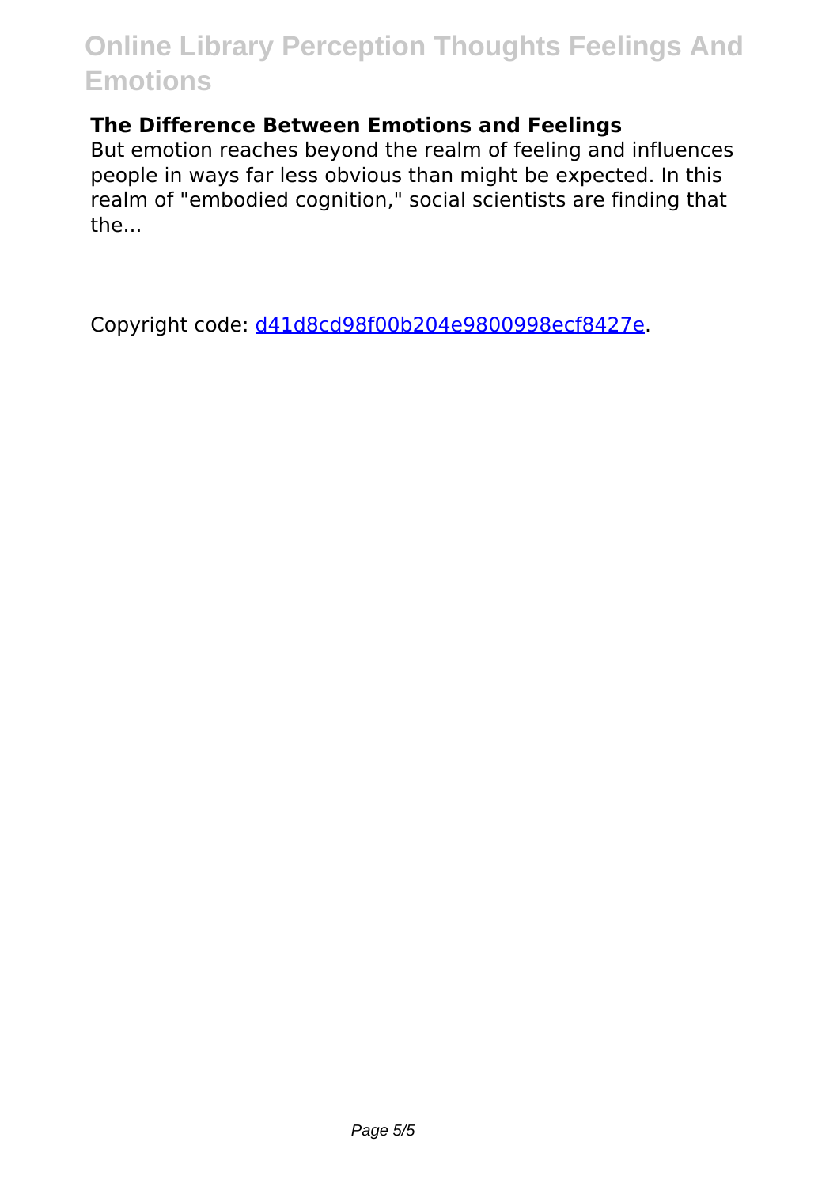### The Difference Between Emotions and Feelings

But emotion reaches beyond the realm of feeling and influences people in ways far less obvious than might be expected. In this realm of "embodied cognition," social scientists are finding that the...

Copyright code: d41d8cd98f00b204e9800998ecf8427e.